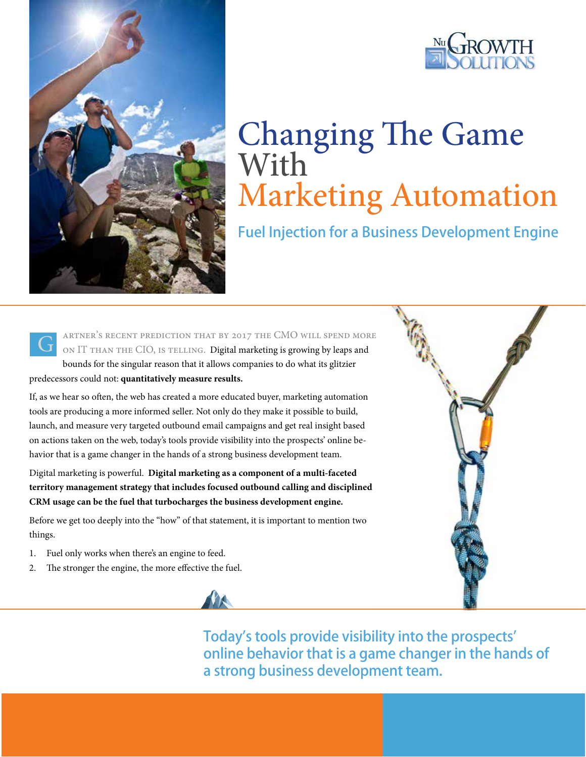NuGrowth Solutions

# Changing The Game With Marketing Automation

## Fuel Injection for a Business Development Engine

Gartner's recent prediction that by 2017 the CMO will spend more on IT than the CIO, is telling. Digital marketing is growing by leaps and bounds for the singular reason that it allows companies to do what its glitzier predecessors could not: **quantitatively measure results.**

If, as we hear so often, the web has created a more educated buyer, marketing automation tools are producing a more informed seller. Not only do they make it possible to build, launch, and measure very targeted outbound email campaigns and get real insight based on actions taken on the web, today's tools provide visibility into the prospects' online behavior that is a game changer in the hands of a strong business development team.

Digital marketing is powerful. **Digital marketing as a component of a multi-faceted territory management strategy that includes focused outbound calling and disciplined CRM usage can be the fuel that turbocharges the business development engine.**

Before we get too deeply into the "how" of that statement, it is important to mention two things.

1. Fuel only works when there's an engine to feed.
2. The stronger the engine, the more effective the fuel.

Today's tools provide visibility into the prospects' online behavior that is a game changer in the hands of a strong business development team.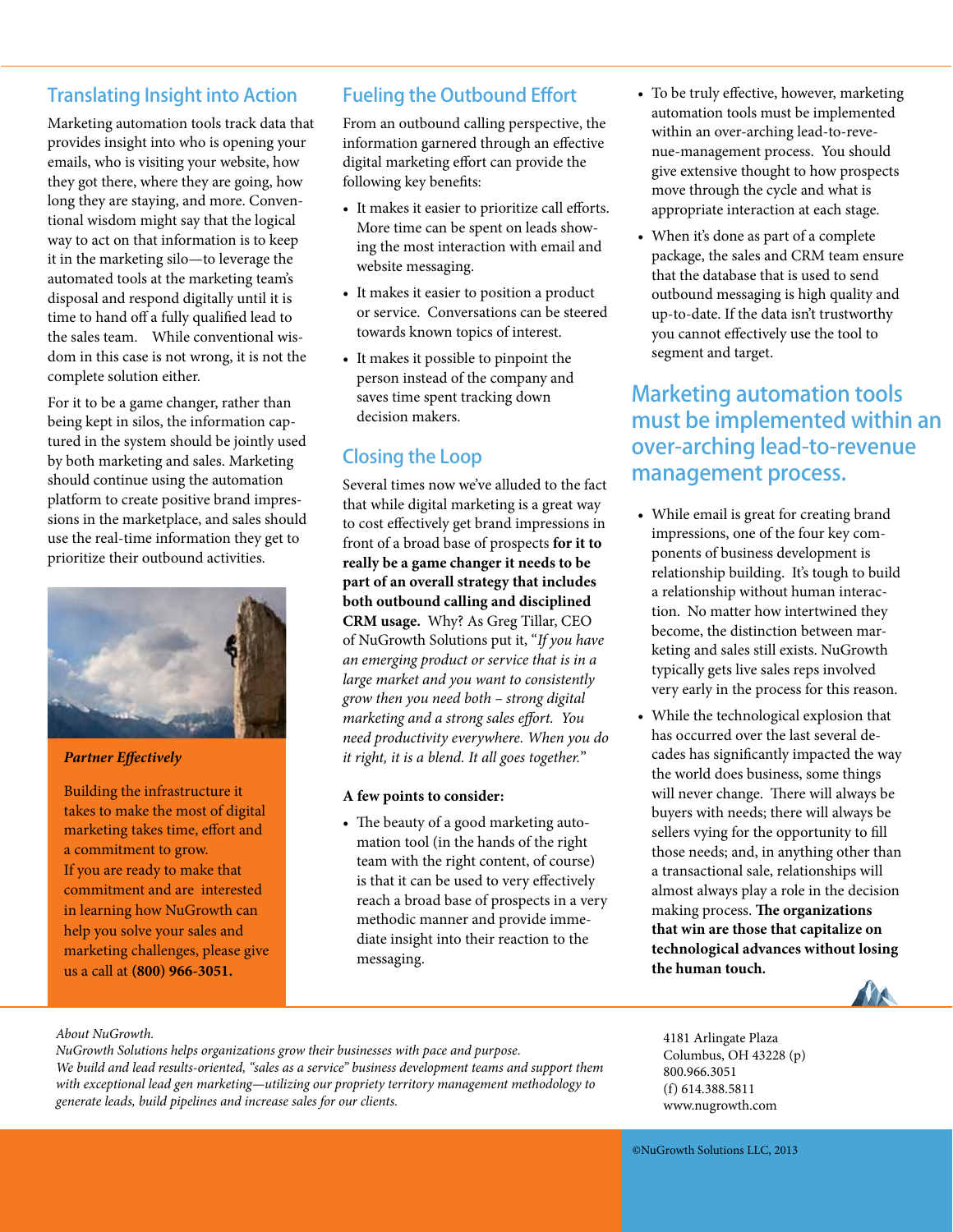## Translating Insight into Action

Marketing automation tools track data that provides insight into who is opening your emails, who is visiting your website, how they got there, where they are going, how long they are staying, and more. Conventional wisdom might say that the logical way to act on that information is to keep it in the marketing silo—to leverage the automated tools at the marketing team's disposal and respond digitally until it is time to hand off a fully qualified lead to the sales team. While conventional wisdom in this case is not wrong, it is not the complete solution either.

For it to be a game changer, rather than being kept in silos, the information captured in the system should be jointly used by both marketing and sales. Marketing should continue using the automation platform to create positive brand impressions in the marketplace, and sales should use the real-time information they get to prioritize their outbound activities.

***Partner Effectively***

Building the infrastructure it takes to make the most of digital marketing takes time, effort and a commitment to grow.
If you are ready to make that commitment and are interested in learning how NuGrowth can help you solve your sales and marketing challenges, please give us a call at **(800) 966-3051.**

## Fueling the Outbound Effort

From an outbound calling perspective, the information garnered through an effective digital marketing effort can provide the following key benefits:

- It makes it easier to prioritize call efforts. More time can be spent on leads showing the most interaction with email and website messaging.
- It makes it easier to position a product or service. Conversations can be steered towards known topics of interest.
- It makes it possible to pinpoint the person instead of the company and saves time spent tracking down decision makers.

## Closing the Loop

Several times now we've alluded to the fact that while digital marketing is a great way to cost effectively get brand impressions in front of a broad base of prospects **for it to really be a game changer it needs to be part of an overall strategy that includes both outbound calling and disciplined CRM usage.** Why? As Greg Tillar, CEO of NuGrowth Solutions put it, "*If you have an emerging product or service that is in a large market and you want to consistently grow then you need both – strong digital marketing and a strong sales effort. You need productivity everywhere. When you do it right, it is a blend. It all goes together.*"

**A few points to consider:**

- The beauty of a good marketing automation tool (in the hands of the right team with the right content, of course) is that it can be used to very effectively reach a broad base of prospects in a very methodic manner and provide immediate insight into their reaction to the messaging.
- To be truly effective, however, marketing automation tools must be implemented within an over-arching lead-to-revenue-management process. You should give extensive thought to how prospects move through the cycle and what is appropriate interaction at each stage.
- When it's done as part of a complete package, the sales and CRM team ensure that the database that is used to send outbound messaging is high quality and up-to-date. If the data isn't trustworthy you cannot effectively use the tool to segment and target.

## Marketing automation tools must be implemented within an over-arching lead-to-revenue management process.

- While email is great for creating brand impressions, one of the four key components of business development is relationship building. It's tough to build a relationship without human interaction. No matter how intertwined they become, the distinction between marketing and sales still exists. NuGrowth typically gets live sales reps involved very early in the process for this reason.
- While the technological explosion that has occurred over the last several decades has significantly impacted the way the world does business, some things will never change. There will always be buyers with needs; there will always be sellers vying for the opportunity to fill those needs; and, in anything other than a transactional sale, relationships will almost always play a role in the decision making process. **The organizations that win are those that capitalize on technological advances without losing the human touch.**

*About NuGrowth.*
*NuGrowth Solutions helps organizations grow their businesses with pace and purpose. We build and lead results-oriented, "sales as a service" business development teams and support them with exceptional lead gen marketing—utilizing our propriety territory management methodology to generate leads, build pipelines and increase sales for our clients.*

4181 Arlingate Plaza
Columbus, OH 43228 (p)
800.966.3051
(f) 614.388.5811
www.nugrowth.com

©NuGrowth Solutions LLC, 2013